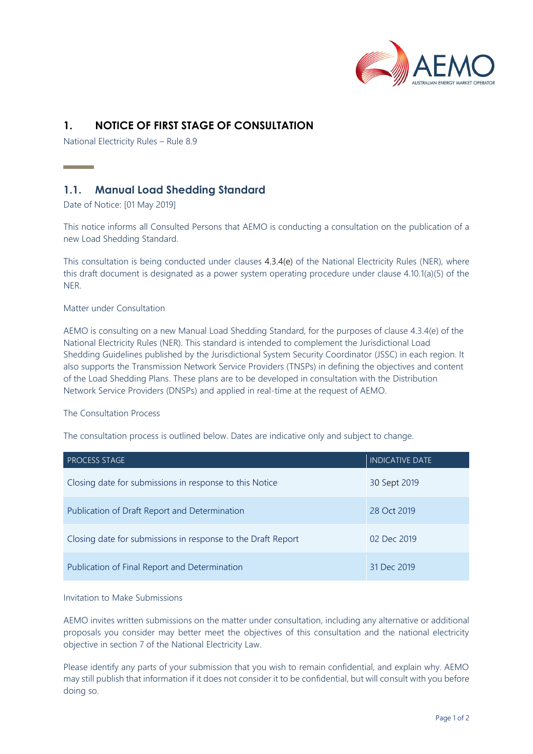# 1. NOTICE OF FIRST STAGE OF CONSULTATION

National Electricity Rules – Rule 8.9

## 1.1. Manual Load Shedding Standard

Date of Notice: [01 May 2019]

This notice informs all Consulted Persons that AEMO is conducting a consultation on the publication of a new Load Shedding Standard.

This consultation is being conducted under clauses 4.3.4(e) of the National Electricity Rules (NER), where this draft document is designated as a power system operating procedure under clause 4.10.1(a)(5) of the NER.

Matter under Consultation

AEMO is consulting on a new Manual Load Shedding Standard, for the purposes of clause 4.3.4(e) of the National Electricity Rules (NER). This standard is intended to complement the Jurisdictional Load Shedding Guidelines published by the Jurisdictional System Security Coordinator (JSSC) in each region. It also supports the Transmission Network Service Providers (TNSPs) in defining the objectives and content of the Load Shedding Plans. These plans are to be developed in consultation with the Distribution Network Service Providers (DNSPs) and applied in real-time at the request of AEMO.

The Consultation Process

The consultation process is outlined below. Dates are indicative only and subject to change.

| PROCESS STAGE | INDICATIVE DATE |
| --- | --- |
| Closing date for submissions in response to this Notice | 30 Sept 2019 |
| Publication of Draft Report and Determination | 28 Oct 2019 |
| Closing date for submissions in response to the Draft Report | 02 Dec 2019 |
| Publication of Final Report and Determination | 31 Dec 2019 |

Invitation to Make Submissions

AEMO invites written submissions on the matter under consultation, including any alternative or additional proposals you consider may better meet the objectives of this consultation and the national electricity objective in section 7 of the National Electricity Law.

Please identify any parts of your submission that you wish to remain confidential, and explain why. AEMO may still publish that information if it does not consider it to be confidential, but will consult with you before doing so.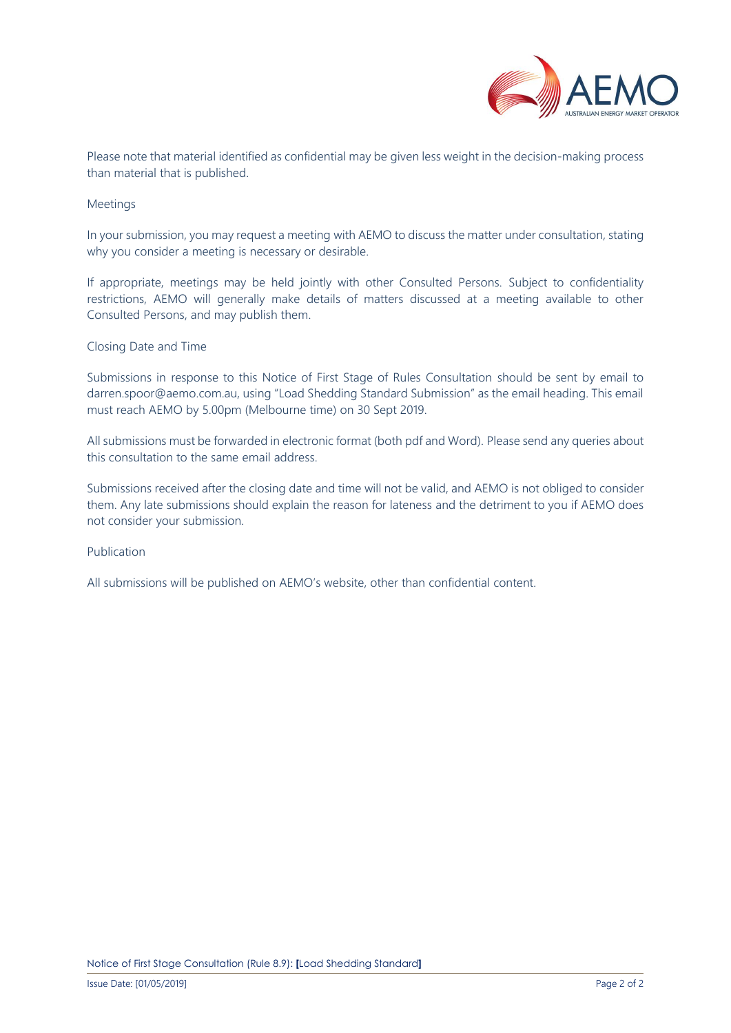Please note that material identified as confidential may be given less weight in the decision-making process than material that is published.

## Meetings

In your submission, you may request a meeting with AEMO to discuss the matter under consultation, stating why you consider a meeting is necessary or desirable.

If appropriate, meetings may be held jointly with other Consulted Persons. Subject to confidentiality restrictions, AEMO will generally make details of matters discussed at a meeting available to other Consulted Persons, and may publish them.

## Closing Date and Time

Submissions in response to this Notice of First Stage of Rules Consultation should be sent by email to darren.spoor@aemo.com.au, using "Load Shedding Standard Submission" as the email heading. This email must reach AEMO by 5.00pm (Melbourne time) on 30 Sept 2019.

All submissions must be forwarded in electronic format (both pdf and Word). Please send any queries about this consultation to the same email address.

Submissions received after the closing date and time will not be valid, and AEMO is not obliged to consider them. Any late submissions should explain the reason for lateness and the detriment to you if AEMO does not consider your submission.

## Publication

All submissions will be published on AEMO's website, other than confidential content.